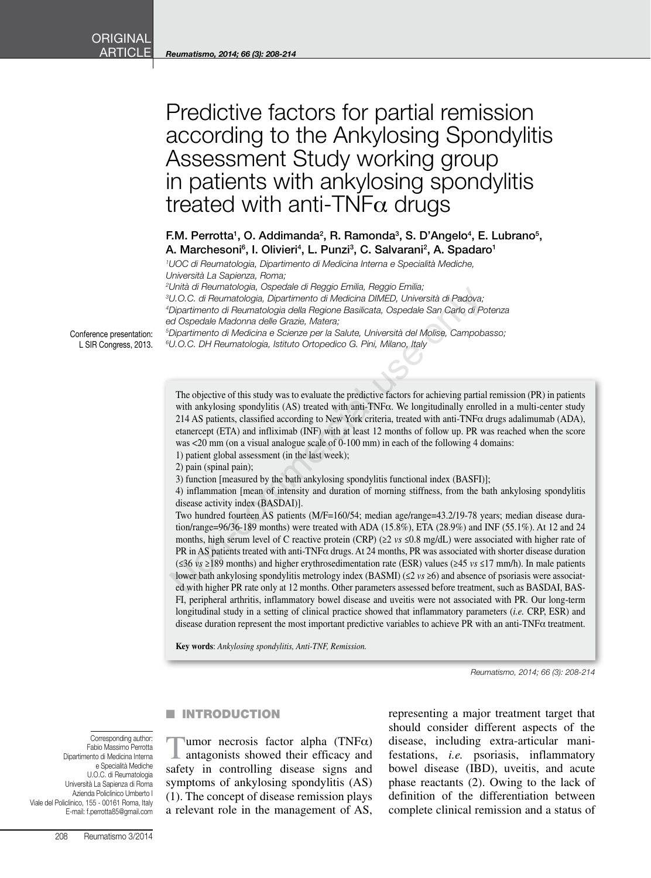ORIGINAL ARTICLE

# Predictive factors for partial remission according to the Ankylosing Spondylitis Assessment Study working group in patients with ankylosing spondylitis treated with anti-TNFα drugs

**F.M. Perrotta[1], O. Addimanda[2], R. Ramonda[3], S. D'Angelo[4], E. Lubrano[5], A. Marchesoni[6], I. Olivieri[4], L. Punzi[3], C. Salvarani[2], A. Spadaro[1]**

[1]UOC di Reumatologia, Dipartimento di Medicina Interna e Specialità Mediche, Università La Sapienza, Roma;
[2]Unità di Reumatologia, Ospedale di Reggio Emilia, Reggio Emilia;
[3]U.O.C. di Reumatologia, Dipartimento di Medicina DIMED, Università di Padova;
[4]Dipartimento di Reumatologia della Regione Basilicata, Ospedale San Carlo di Potenza ed Ospedale Madonna delle Grazie, Matera;
[5]Dipartimento di Medicina e Scienze per la Salute, Università del Molise, Campobasso;
[6]U.O.C. DH Reumatologia, Istituto Ortopedico G. Pini, Milano, Italy

Conference presentation: L SIR Congress, 2013.

The objective of this study was to evaluate the predictive factors for achieving partial remission (PR) in patients with ankylosing spondylitis (AS) treated with anti-TNFα. We longitudinally enrolled in a multi-center study 214 AS patients, classified according to New York criteria, treated with anti-TNFα drugs adalimumab (ADA), etanercept (ETA) and infliximab (INF) with at least 12 months of follow up. PR was reached when the score was <20 mm (on a visual analogue scale of 0-100 mm) in each of the following 4 domains:

1) patient global assessment (in the last week);
2) pain (spinal pain);
3) function [measured by the bath ankylosing spondylitis functional index (BASFI)];
4) inflammation [mean of intensity and duration of morning stiffness, from the bath ankylosing spondylitis disease activity index (BASDAI)].

Two hundred fourteen AS patients (M/F=160/54; median age/range=43.2/19-78 years; median disease duration/range=96/36-189 months) were treated with ADA (15.8%), ETA (28.9%) and INF (55.1%). At 12 and 24 months, high serum level of C reactive protein (CRP) (≥2 *vs* ≤0.8 mg/dL) were associated with higher rate of PR in AS patients treated with anti-TNFα drugs. At 24 months, PR was associated with shorter disease duration (≤36 *vs* ≥189 months) and higher erythrosedimentation rate (ESR) values (≥45 *vs* ≤17 mm/h). In male patients lower bath ankylosing spondylitis metrology index (BASMI) (≤2 *vs* ≥6) and absence of psoriasis were associated with higher PR rate only at 12 months. Other parameters assessed before treatment, such as BASDAI, BASFI, peripheral arthritis, inflammatory bowel disease and uveitis were not associated with PR. Our long-term longitudinal study in a setting of clinical practice showed that inflammatory parameters (*i.e.* CRP, ESR) and disease duration represent the most important predictive variables to achieve PR with an anti-TNFα treatment.

**Key words**: *Ankylosing spondylitis, Anti-TNF, Remission.*

Corresponding author:
Fabio Massimo Perrotta
Dipartimento di Medicina Interna e Specialità Mediche
U.O.C. di Reumatologia
Università La Sapienza di Roma
Azienda Policlinico Umberto I
Viale del Policlinico, 155 - 00161 Roma, Italy
E-mail: f.perrotta85@gmail.com

## INTRODUCTION

Tumor necrosis factor alpha (TNFα) antagonists showed their efficacy and safety in controlling disease signs and symptoms of ankylosing spondylitis (AS) (1). The concept of disease remission plays a relevant role in the management of AS, representing a major treatment target that should consider different aspects of the disease, including extra-articular manifestations, *i.e.* psoriasis, inflammatory bowel disease (IBD), uveitis, and acute phase reactants (2). Owing to the lack of definition of the differentiation between complete clinical remission and a status of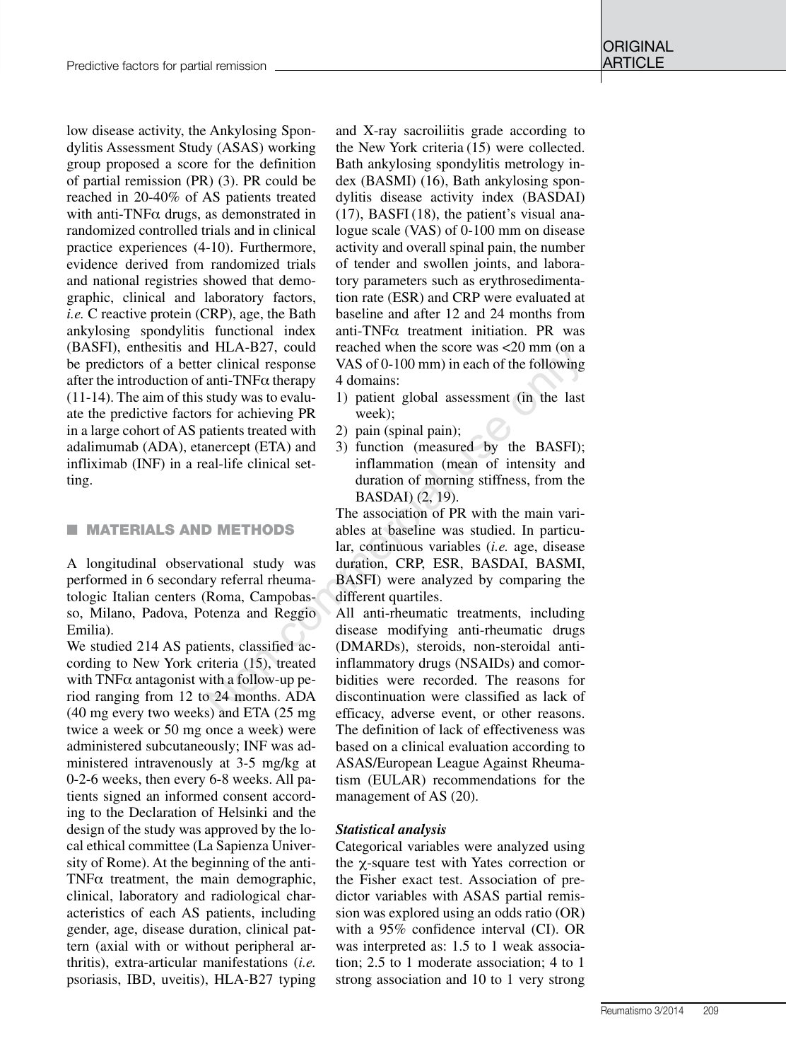low disease activity, the Ankylosing Spondylitis Assessment Study (ASAS) working group proposed a score for the definition of partial remission (PR) (3). PR could be reached in 20-40% of AS patients treated with anti-TNFα drugs, as demonstrated in randomized controlled trials and in clinical practice experiences (4-10). Furthermore, evidence derived from randomized trials and national registries showed that demographic, clinical and laboratory factors, *i.e.* C reactive protein (CRP), age, the Bath ankylosing spondylitis functional index (BASFI), enthesitis and HLA-B27, could be predictors of a better clinical response after the introduction of anti-TNFα therapy (11-14). The aim of this study was to evaluate the predictive factors for achieving PR in a large cohort of AS patients treated with adalimumab (ADA), etanercept (ETA) and infliximab (INF) in a real-life clinical setting.

## MATERIALS AND METHODS

A longitudinal observational study was performed in 6 secondary referral rheumatologic Italian centers (Roma, Campobasso, Milano, Padova, Potenza and Reggio Emilia).

We studied 214 AS patients, classified according to New York criteria (15), treated with TNFα antagonist with a follow-up period ranging from 12 to 24 months. ADA (40 mg every two weeks) and ETA (25 mg twice a week or 50 mg once a week) were administered subcutaneously; INF was administered intravenously at 3-5 mg/kg at 0-2-6 weeks, then every 6-8 weeks. All patients signed an informed consent according to the Declaration of Helsinki and the design of the study was approved by the local ethical committee (La Sapienza University of Rome). At the beginning of the anti-TNFα treatment, the main demographic, clinical, laboratory and radiological characteristics of each AS patients, including gender, age, disease duration, clinical pattern (axial with or without peripheral arthritis), extra-articular manifestations (*i.e.* psoriasis, IBD, uveitis), HLA-B27 typing and X-ray sacroiliitis grade according to the New York criteria (15) were collected. Bath ankylosing spondylitis metrology index (BASMI) (16), Bath ankylosing spondylitis disease activity index (BASDAI) (17), BASFI (18), the patient's visual analogue scale (VAS) of 0-100 mm on disease activity and overall spinal pain, the number of tender and swollen joints, and laboratory parameters such as erythrosedimentation rate (ESR) and CRP were evaluated at baseline and after 12 and 24 months from anti-TNFα treatment initiation. PR was reached when the score was <20 mm (on a VAS of 0-100 mm) in each of the following 4 domains:

1) patient global assessment (in the last week);
2) pain (spinal pain);
3) function (measured by the BASFI); inflammation (mean of intensity and duration of morning stiffness, from the BASDAI) (2, 19).

The association of PR with the main variables at baseline was studied. In particular, continuous variables (*i.e.* age, disease duration, CRP, ESR, BASDAI, BASMI, BASFI) were analyzed by comparing the different quartiles.

All anti-rheumatic treatments, including disease modifying anti-rheumatic drugs (DMARDs), steroids, non-steroidal anti-inflammatory drugs (NSAIDs) and comorbidities were recorded. The reasons for discontinuation were classified as lack of efficacy, adverse event, or other reasons. The definition of lack of effectiveness was based on a clinical evaluation according to ASAS/European League Against Rheumatism (EULAR) recommendations for the management of AS (20).

### *Statistical analysis*

Categorical variables were analyzed using the $\chi$-square test with Yates correction or the Fisher exact test. Association of predictor variables with ASAS partial remission was explored using an odds ratio (OR) with a 95% confidence interval (CI). OR was interpreted as: 1.5 to 1 weak association; 2.5 to 1 moderate association; 4 to 1 strong association and 10 to 1 very strong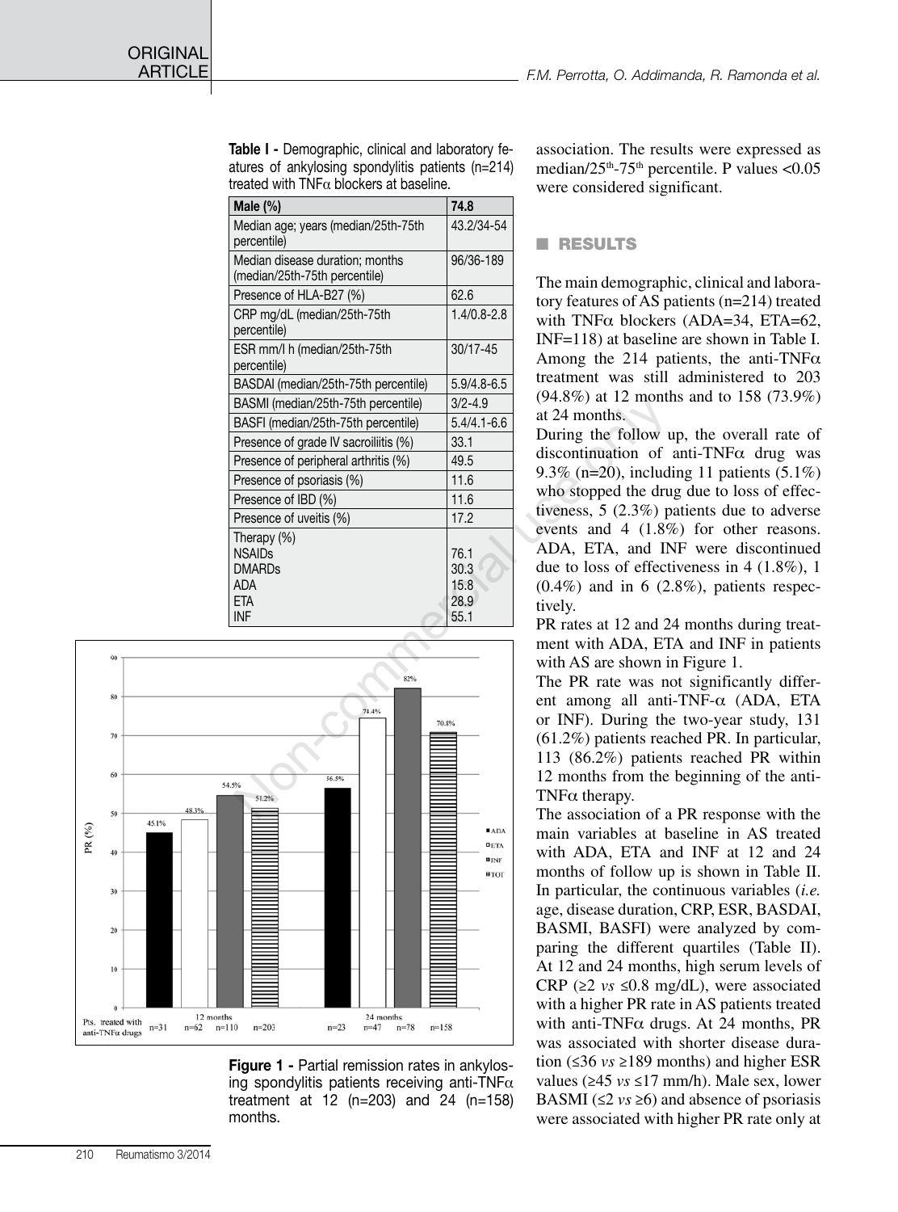**Table I -** Demographic, clinical and laboratory features of ankylosing spondylitis patients (n=214) treated with TNFα blockers at baseline.

| Male (%) | 74.8 |
|---|---|
| Median age; years (median/25th-75th percentile) | 43.2/34-54 |
| Median disease duration; months (median/25th-75th percentile) | 96/36-189 |
| Presence of HLA-B27 (%) | 62.6 |
| CRP mg/dL (median/25th-75th percentile) | 1.4/0.8-2.8 |
| ESR mm/l h (median/25th-75th percentile) | 30/17-45 |
| BASDAI (median/25th-75th percentile) | 5.9/4.8-6.5 |
| BASMI (median/25th-75th percentile) | 3/2-4.9 |
| BASFI (median/25th-75th percentile) | 5.4/4.1-6.6 |
| Presence of grade IV sacroiliitis (%) | 33.1 |
| Presence of peripheral arthritis (%) | 49.5 |
| Presence of psoriasis (%) | 11.6 |
| Presence of IBD (%) | 11.6 |
| Presence of uveitis (%) | 17.2 |
| Therapy (%) | |
| NSAIDs | 76.1 |
| DMARDs | 30.3 |
| ADA | 15.8 |
| ETA | 28.9 |
| INF | 55.1 |

**Figure 1 -** Partial remission rates in ankylosing spondylitis patients receiving anti-TNFα treatment at 12 (n=203) and 24 (n=158) months.

association. The results were expressed as median/25th-75th percentile. P values <0.05 were considered significant.

## RESULTS

The main demographic, clinical and laboratory features of AS patients (n=214) treated with TNFα blockers (ADA=34, ETA=62, INF=118) at baseline are shown in Table I. Among the 214 patients, the anti-TNFα treatment was still administered to 203 (94.8%) at 12 months and to 158 (73.9%) at 24 months.

During the follow up, the overall rate of discontinuation of anti-TNFα drug was 9.3% (n=20), including 11 patients (5.1%) who stopped the drug due to loss of effectiveness, 5 (2.3%) patients due to adverse events and 4 (1.8%) for other reasons. ADA, ETA, and INF were discontinued due to loss of effectiveness in 4 (1.8%), 1 (0.4%) and in 6 (2.8%), patients respectively.

PR rates at 12 and 24 months during treatment with ADA, ETA and INF in patients with AS are shown in Figure 1.

The PR rate was not significantly different among all anti-TNF-α (ADA, ETA or INF). During the two-year study, 131 (61.2%) patients reached PR. In particular, 113 (86.2%) patients reached PR within 12 months from the beginning of the anti-TNFα therapy.

The association of a PR response with the main variables at baseline in AS treated with ADA, ETA and INF at 12 and 24 months of follow up is shown in Table II. In particular, the continuous variables (*i.e.* age, disease duration, CRP, ESR, BASDAI, BASMI, BASFI) were analyzed by comparing the different quartiles (Table II). At 12 and 24 months, high serum levels of CRP (≥2 *vs* ≤0.8 mg/dL), were associated with a higher PR rate in AS patients treated with anti-TNFα drugs. At 24 months, PR was associated with shorter disease duration (≤36 *vs* ≥189 months) and higher ESR values (≥45 *vs* ≤17 mm/h). Male sex, lower BASMI (≤2 *vs* ≥6) and absence of psoriasis were associated with higher PR rate only at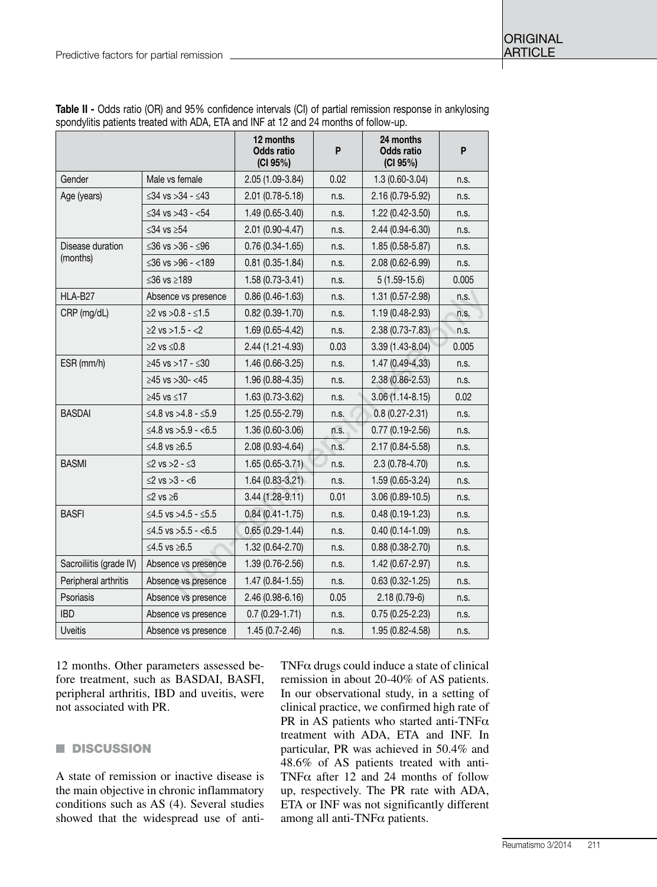**Table II -** Odds ratio (OR) and 95% confidence intervals (CI) of partial remission response in ankylosing spondylitis patients treated with ADA, ETA and INF at 12 and 24 months of follow-up.

| | | 12 months Odds ratio (CI 95%) | P | 24 months Odds ratio (CI 95%) | P |
|---|---|---|---|---|---|
| Gender | Male vs female | 2.05 (1.09-3.84) | 0.02 | 1.3 (0.60-3.04) | n.s. |
| Age (years) | ≤34 vs >34 - ≤43 | 2.01 (0.78-5.18) | n.s. | 2.16 (0.79-5.92) | n.s. |
| | ≤34 vs >43 - <54 | 1.49 (0.65-3.40) | n.s. | 1.22 (0.42-3.50) | n.s. |
| | ≤34 vs ≥54 | 2.01 (0.90-4.47) | n.s. | 2.44 (0.94-6.30) | n.s. |
| Disease duration (months) | ≤36 vs >36 - ≤96 | 0.76 (0.34-1.65) | n.s. | 1.85 (0.58-5.87) | n.s. |
| | ≤36 vs >96 - <189 | 0.81 (0.35-1.84) | n.s. | 2.08 (0.62-6.99) | n.s. |
| | ≤36 vs ≥189 | 1.58 (0.73-3.41) | n.s. | 5 (1.59-15.6) | 0.005 |
| HLA-B27 | Absence vs presence | 0.86 (0.46-1.63) | n.s. | 1.31 (0.57-2.98) | n.s. |
| CRP (mg/dL) | ≥2 vs >0.8 - ≤1.5 | 0.82 (0.39-1.70) | n.s. | 1.19 (0.48-2.93) | n.s. |
| | ≥2 vs >1.5 - <2 | 1.69 (0.65-4.42) | n.s. | 2.38 (0.73-7.83) | n.s. |
| | ≥2 vs ≤0.8 | 2.44 (1.21-4.93) | 0.03 | 3.39 (1.43-8.04) | 0.005 |
| ESR (mm/h) | ≥45 vs >17 - ≤30 | 1.46 (0.66-3.25) | n.s. | 1.47 (0.49-4.33) | n.s. |
| | ≥45 vs >30- <45 | 1.96 (0.88-4.35) | n.s. | 2.38 (0.86-2.53) | n.s. |
| | ≥45 vs ≤17 | 1.63 (0.73-3.62) | n.s. | 3.06 (1.14-8.15) | 0.02 |
| BASDAI | ≤4.8 vs >4.8 - ≤5.9 | 1.25 (0.55-2.79) | n.s. | 0.8 (0.27-2.31) | n.s. |
| | ≤4.8 vs >5.9 - <6.5 | 1.36 (0.60-3.06) | n.s. | 0.77 (0.19-2.56) | n.s. |
| | ≤4.8 vs ≥6.5 | 2.08 (0.93-4.64) | n.s. | 2.17 (0.84-5.58) | n.s. |
| BASMI | ≤2 vs >2 - ≤3 | 1.65 (0.65-3.71) | n.s. | 2.3 (0.78-4.70) | n.s. |
| | ≤2 vs >3 - <6 | 1.64 (0.83-3.21) | n.s. | 1.59 (0.65-3.24) | n.s. |
| | ≤2 vs ≥6 | 3.44 (1.28-9.11) | 0.01 | 3.06 (0.89-10.5) | n.s. |
| BASFI | ≤4.5 vs >4.5 - ≤5.5 | 0.84 (0.41-1.75) | n.s. | 0.48 (0.19-1.23) | n.s. |
| | ≤4.5 vs >5.5 - <6.5 | 0.65 (0.29-1.44) | n.s. | 0.40 (0.14-1.09) | n.s. |
| | ≤4.5 vs ≥6.5 | 1.32 (0.64-2.70) | n.s. | 0.88 (0.38-2.70) | n.s. |
| Sacroiliitis (grade IV) | Absence vs presence | 1.39 (0.76-2.56) | n.s. | 1.42 (0.67-2.97) | n.s. |
| Peripheral arthritis | Absence vs presence | 1.47 (0.84-1.55) | n.s. | 0.63 (0.32-1.25) | n.s. |
| Psoriasis | Absence vs presence | 2.46 (0.98-6.16) | 0.05 | 2.18 (0.79-6) | n.s. |
| IBD | Absence vs presence | 0.7 (0.29-1.71) | n.s. | 0.75 (0.25-2.23) | n.s. |
| Uveitis | Absence vs presence | 1.45 (0.7-2.46) | n.s. | 1.95 (0.82-4.58) | n.s. |

12 months. Other parameters assessed before treatment, such as BASDAI, BASFI, peripheral arthritis, IBD and uveitis, were not associated with PR.

## DISCUSSION

A state of remission or inactive disease is the main objective in chronic inflammatory conditions such as AS (4). Several studies showed that the widespread use of anti-TNFα drugs could induce a state of clinical remission in about 20-40% of AS patients. In our observational study, in a setting of clinical practice, we confirmed high rate of PR in AS patients who started anti-TNFα treatment with ADA, ETA and INF. In particular, PR was achieved in 50.4% and 48.6% of AS patients treated with anti-TNFα after 12 and 24 months of follow up, respectively. The PR rate with ADA, ETA or INF was not significantly different among all anti-TNFα patients.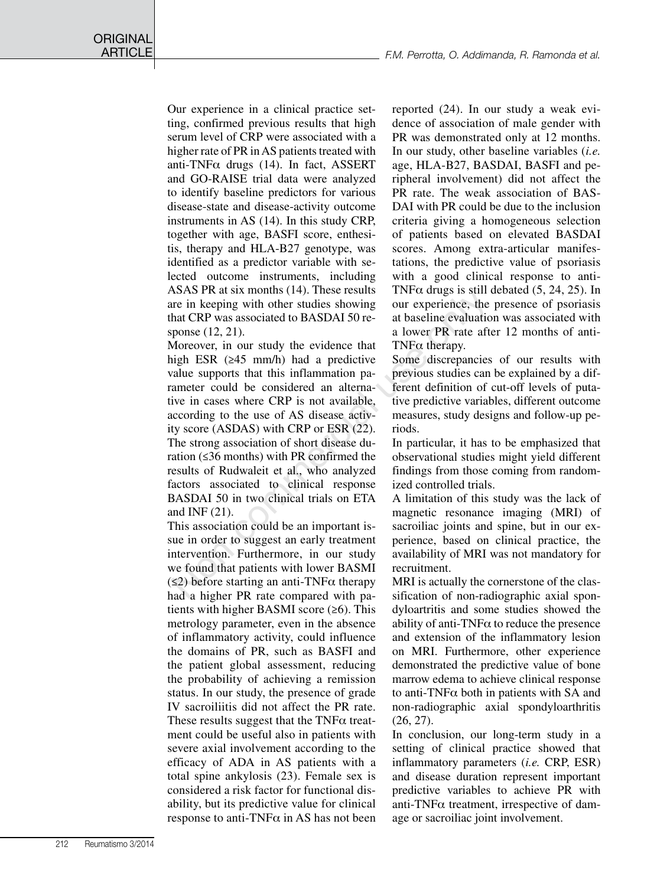Our experience in a clinical practice setting, confirmed previous results that high serum level of CRP were associated with a higher rate of PR in AS patients treated with anti-TNFα drugs (14). In fact, ASSERT and GO-RAISE trial data were analyzed to identify baseline predictors for various disease-state and disease-activity outcome instruments in AS (14). In this study CRP, together with age, BASFI score, enthesitis, therapy and HLA-B27 genotype, was identified as a predictor variable with selected outcome instruments, including ASAS PR at six months (14). These results are in keeping with other studies showing that CRP was associated to BASDAI 50 response (12, 21).

Moreover, in our study the evidence that high ESR (≥45 mm/h) had a predictive value supports that this inflammation parameter could be considered an alternative in cases where CRP is not available, according to the use of AS disease activity score (ASDAS) with CRP or ESR (22). The strong association of short disease duration (≤36 months) with PR confirmed the results of Rudwaleit et al., who analyzed factors associated to clinical response BASDAI 50 in two clinical trials on ETA and INF (21).

This association could be an important issue in order to suggest an early treatment intervention. Furthermore, in our study we found that patients with lower BASMI (≤2) before starting an anti-TNFα therapy had a higher PR rate compared with patients with higher BASMI score (≥6). This metrology parameter, even in the absence of inflammatory activity, could influence the domains of PR, such as BASFI and the patient global assessment, reducing the probability of achieving a remission status. In our study, the presence of grade IV sacroiliitis did not affect the PR rate. These results suggest that the TNFα treatment could be useful also in patients with severe axial involvement according to the efficacy of ADA in AS patients with a total spine ankylosis (23). Female sex is considered a risk factor for functional disability, but its predictive value for clinical response to anti-TNFα in AS has not been reported (24). In our study a weak evidence of association of male gender with PR was demonstrated only at 12 months. In our study, other baseline variables (*i.e.* age, HLA-B27, BASDAI, BASFI and peripheral involvement) did not affect the PR rate. The weak association of BASDAI with PR could be due to the inclusion criteria giving a homogeneous selection of patients based on elevated BASDAI scores. Among extra-articular manifestations, the predictive value of psoriasis with a good clinical response to anti-TNFα drugs is still debated (5, 24, 25). In our experience, the presence of psoriasis at baseline evaluation was associated with a lower PR rate after 12 months of anti-TNFα therapy.

Some discrepancies of our results with previous studies can be explained by a different definition of cut-off levels of putative predictive variables, different outcome measures, study designs and follow-up periods.

In particular, it has to be emphasized that observational studies might yield different findings from those coming from randomized controlled trials.

A limitation of this study was the lack of magnetic resonance imaging (MRI) of sacroiliac joints and spine, but in our experience, based on clinical practice, the availability of MRI was not mandatory for recruitment.

MRI is actually the cornerstone of the classification of non-radiographic axial spondyloartritis and some studies showed the ability of anti-TNFα to reduce the presence and extension of the inflammatory lesion on MRI. Furthermore, other experience demonstrated the predictive value of bone marrow edema to achieve clinical response to anti-TNFα both in patients with SA and non-radiographic axial spondyloarthritis (26, 27).

In conclusion, our long-term study in a setting of clinical practice showed that inflammatory parameters (*i.e.* CRP, ESR) and disease duration represent important predictive variables to achieve PR with anti-TNFα treatment, irrespective of damage or sacroiliac joint involvement.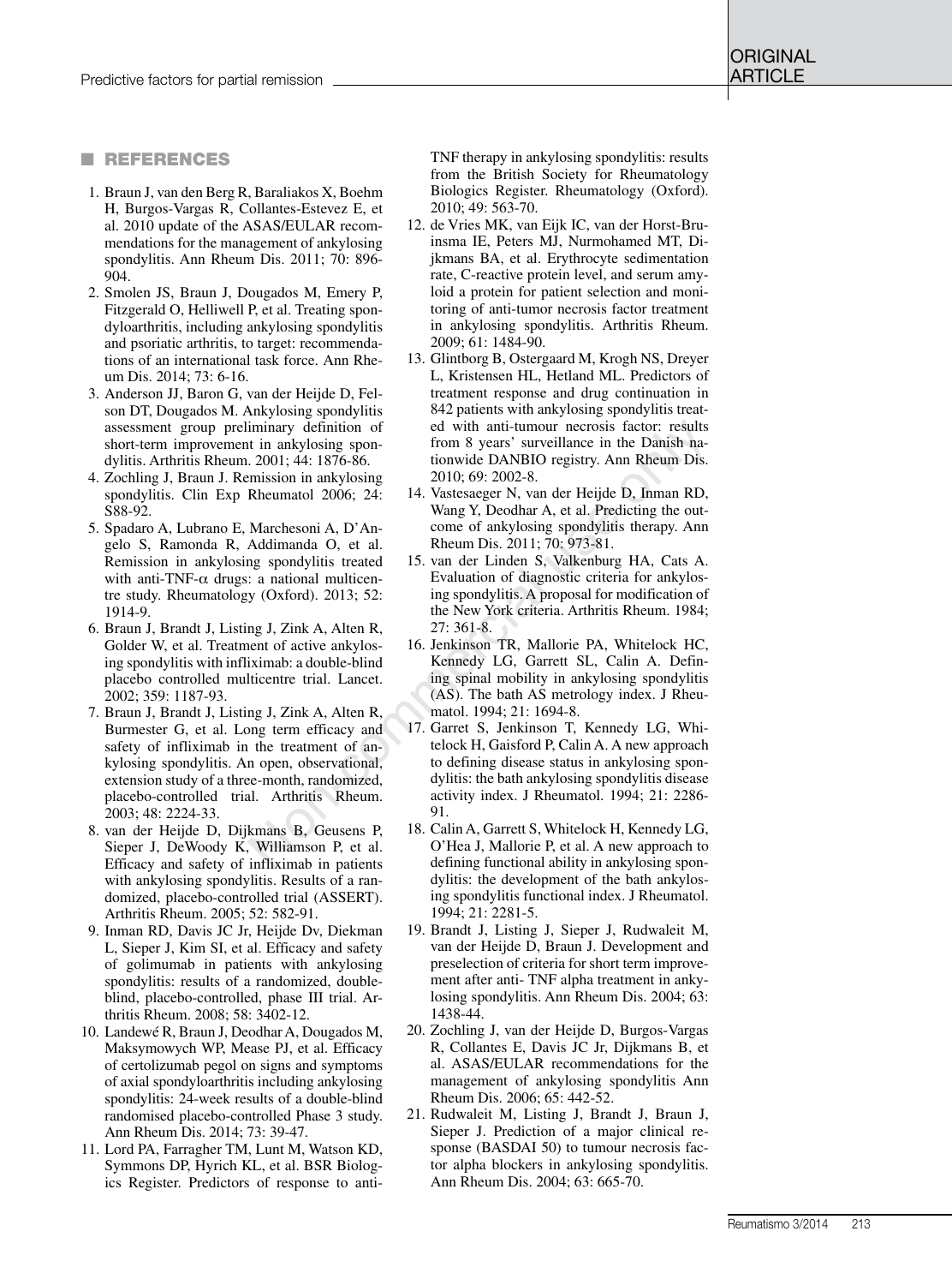## REFERENCES

1. Braun J, van den Berg R, Baraliakos X, Boehm H, Burgos-Vargas R, Collantes-Estevez E, et al. 2010 update of the ASAS/EULAR recommendations for the management of ankylosing spondylitis. Ann Rheum Dis. 2011; 70: 896-904.
2. Smolen JS, Braun J, Dougados M, Emery P, Fitzgerald O, Helliwell P, et al. Treating spondyloarthritis, including ankylosing spondylitis and psoriatic arthritis, to target: recommendations of an international task force. Ann Rheum Dis. 2014; 73: 6-16.
3. Anderson JJ, Baron G, van der Heijde D, Felson DT, Dougados M. Ankylosing spondylitis assessment group preliminary definition of short-term improvement in ankylosing spondylitis. Arthritis Rheum. 2001; 44: 1876-86.
4. Zochling J, Braun J. Remission in ankylosing spondylitis. Clin Exp Rheumatol 2006; 24: S88-92.
5. Spadaro A, Lubrano E, Marchesoni A, D'Angelo S, Ramonda R, Addimanda O, et al. Remission in ankylosing spondylitis treated with anti-TNF-α drugs: a national multicentre study. Rheumatology (Oxford). 2013; 52: 1914-9.
6. Braun J, Brandt J, Listing J, Zink A, Alten R, Golder W, et al. Treatment of active ankylosing spondylitis with infliximab: a double-blind placebo controlled multicentre trial. Lancet. 2002; 359: 1187-93.
7. Braun J, Brandt J, Listing J, Zink A, Alten R, Burmester G, et al. Long term efficacy and safety of infliximab in the treatment of ankylosing spondylitis. An open, observational, extension study of a three-month, randomized, placebo-controlled trial. Arthritis Rheum. 2003; 48: 2224-33.
8. van der Heijde D, Dijkmans B, Geusens P, Sieper J, DeWoody K, Williamson P, et al. Efficacy and safety of infliximab in patients with ankylosing spondylitis. Results of a randomized, placebo-controlled trial (ASSERT). Arthritis Rheum. 2005; 52: 582-91.
9. Inman RD, Davis JC Jr, Heijde Dv, Diekman L, Sieper J, Kim SI, et al. Efficacy and safety of golimumab in patients with ankylosing spondylitis: results of a randomized, double-blind, placebo-controlled, phase III trial. Arthritis Rheum. 2008; 58: 3402-12.
10. Landewé R, Braun J, Deodhar A, Dougados M, Maksymowych WP, Mease PJ, et al. Efficacy of certolizumab pegol on signs and symptoms of axial spondyloarthritis including ankylosing spondylitis: 24-week results of a double-blind randomised placebo-controlled Phase 3 study. Ann Rheum Dis. 2014; 73: 39-47.
11. Lord PA, Farragher TM, Lunt M, Watson KD, Symmons DP, Hyrich KL, et al. BSR Biologics Register. Predictors of response to anti-TNF therapy in ankylosing spondylitis: results from the British Society for Rheumatology Biologics Register. Rheumatology (Oxford). 2010; 49: 563-70.
12. de Vries MK, van Eijk IC, van der Horst-Bruinsma IE, Peters MJ, Nurmohamed MT, Dijkmans BA, et al. Erythrocyte sedimentation rate, C-reactive protein level, and serum amyloid a protein for patient selection and monitoring of anti-tumor necrosis factor treatment in ankylosing spondylitis. Arthritis Rheum. 2009; 61: 1484-90.
13. Glintborg B, Ostergaard M, Krogh NS, Dreyer L, Kristensen HL, Hetland ML. Predictors of treatment response and drug continuation in 842 patients with ankylosing spondylitis treated with anti-tumour necrosis factor: results from 8 years' surveillance in the Danish nationwide DANBIO registry. Ann Rheum Dis. 2010; 69: 2002-8.
14. Vastesaeger N, van der Heijde D, Inman RD, Wang Y, Deodhar A, et al. Predicting the outcome of ankylosing spondylitis therapy. Ann Rheum Dis. 2011; 70: 973-81.
15. van der Linden S, Valkenburg HA, Cats A. Evaluation of diagnostic criteria for ankylosing spondylitis. A proposal for modification of the New York criteria. Arthritis Rheum. 1984; 27: 361-8.
16. Jenkinson TR, Mallorie PA, Whitelock HC, Kennedy LG, Garrett SL, Calin A. Defining spinal mobility in ankylosing spondylitis (AS). The bath AS metrology index. J Rheumatol. 1994; 21: 1694-8.
17. Garret S, Jenkinson T, Kennedy LG, Whitelock H, Gaisford P, Calin A. A new approach to defining disease status in ankylosing spondylitis: the bath ankylosing spondylitis disease activity index. J Rheumatol. 1994; 21: 2286-91.
18. Calin A, Garrett S, Whitelock H, Kennedy LG, O'Hea J, Mallorie P, et al. A new approach to defining functional ability in ankylosing spondylitis: the development of the bath ankylosing spondylitis functional index. J Rheumatol. 1994; 21: 2281-5.
19. Brandt J, Listing J, Sieper J, Rudwaleit M, van der Heijde D, Braun J. Development and preselection of criteria for short term improvement after anti- TNF alpha treatment in ankylosing spondylitis. Ann Rheum Dis. 2004; 63: 1438-44.
20. Zochling J, van der Heijde D, Burgos-Vargas R, Collantes E, Davis JC Jr, Dijkmans B, et al. ASAS/EULAR recommendations for the management of ankylosing spondylitis Ann Rheum Dis. 2006; 65: 442-52.
21. Rudwaleit M, Listing J, Brandt J, Braun J, Sieper J. Prediction of a major clinical response (BASDAI 50) to tumour necrosis factor alpha blockers in ankylosing spondylitis. Ann Rheum Dis. 2004; 63: 665-70.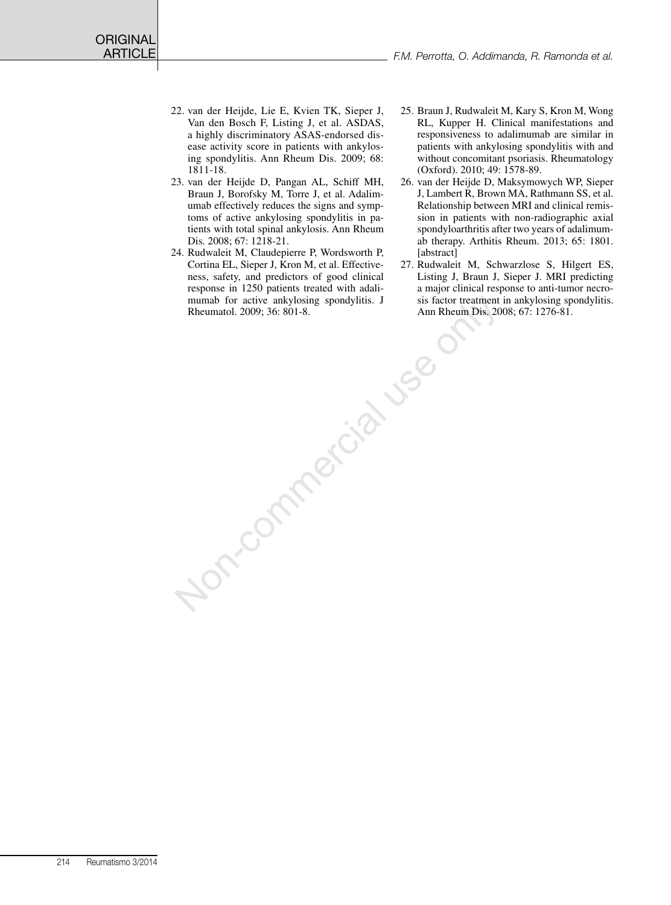22. van der Heijde, Lie E, Kvien TK, Sieper J, Van den Bosch F, Listing J, et al. ASDAS, a highly discriminatory ASAS-endorsed disease activity score in patients with ankylosing spondylitis. Ann Rheum Dis. 2009; 68: 1811-18.
23. van der Heijde D, Pangan AL, Schiff MH, Braun J, Borofsky M, Torre J, et al. Adalimumab effectively reduces the signs and symptoms of active ankylosing spondylitis in patients with total spinal ankylosis. Ann Rheum Dis. 2008; 67: 1218-21.
24. Rudwaleit M, Claudepierre P, Wordsworth P, Cortina EL, Sieper J, Kron M, et al. Effectiveness, safety, and predictors of good clinical response in 1250 patients treated with adalimumab for active ankylosing spondylitis. J Rheumatol. 2009; 36: 801-8.
25. Braun J, Rudwaleit M, Kary S, Kron M, Wong RL, Kupper H. Clinical manifestations and responsiveness to adalimumab are similar in patients with ankylosing spondylitis with and without concomitant psoriasis. Rheumatology (Oxford). 2010; 49: 1578-89.
26. van der Heijde D, Maksymowych WP, Sieper J, Lambert R, Brown MA, Rathmann SS, et al. Relationship between MRI and clinical remission in patients with non-radiographic axial spondyloarthritis after two years of adalimumab therapy. Arthitis Rheum. 2013; 65: 1801. [abstract]
27. Rudwaleit M, Schwarzlose S, Hilgert ES, Listing J, Braun J, Sieper J. MRI predicting a major clinical response to anti-tumor necrosis factor treatment in ankylosing spondylitis. Ann Rheum Dis. 2008; 67: 1276-81.